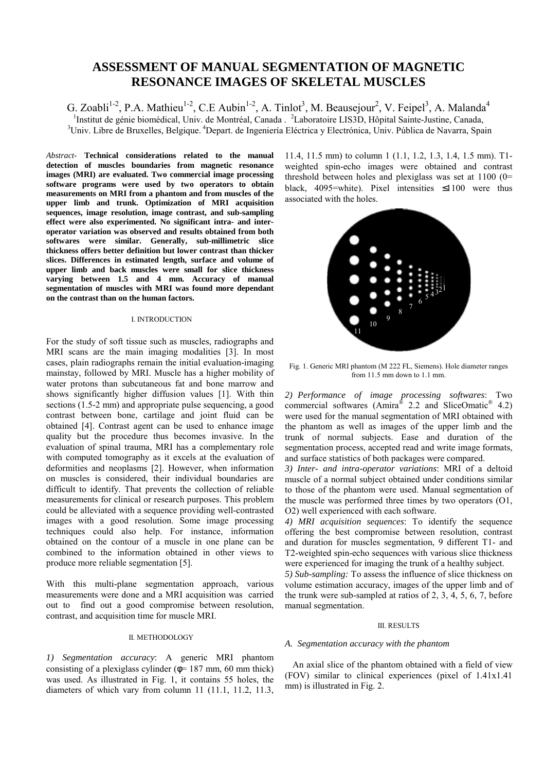# ASSESSMENT OF MANUAL SEGMENTATION OF MAGNETIC RESONANCE IMAGES OF SKELETAL MUSCLES

G. Zoabli[1-2], P.A. Mathieu[1-2], C.E Aubin[1-2], A. Tinlot[3], M. Beausejour[2], V. Feipel[3], A. Malanda[4]

[1]Institut de génie biomédical, Univ. de Montréal, Canada . [2]Laboratoire LIS3D, Hôpital Sainte-Justine, Canada, [3]Univ. Libre de Bruxelles, Belgique. [4]Depart. de Ingeniería Eléctrica y Electrónica, Univ. Pública de Navarra, Spain

*Abstract*- **Technical considerations related to the manual detection of muscles boundaries from magnetic resonance images (MRI) are evaluated. Two commercial image processing software programs were used by two operators to obtain measurements on MRI from a phantom and from muscles of the upper limb and trunk. Optimization of MRI acquisition sequences, image resolution, image contrast, and sub-sampling effect were also experimented. No significant intra- and inter-operator variation was observed and results obtained from both softwares were similar. Generally, sub-millimetric slice thickness offers better definition but lower contrast than thicker slices. Differences in estimated length, surface and volume of upper limb and back muscles were small for slice thickness varying between 1.5 and 4 mm. Accuracy of manual segmentation of muscles with MRI was found more dependant on the contrast than on the human factors.**

## I. INTRODUCTION

For the study of soft tissue such as muscles, radiographs and MRI scans are the main imaging modalities [3]. In most cases, plain radiographs remain the initial evaluation-imaging mainstay, followed by MRI. Muscle has a higher mobility of water protons than subcutaneous fat and bone marrow and shows significantly higher diffusion values [1]. With thin sections (1.5-2 mm) and appropriate pulse sequencing, a good contrast between bone, cartilage and joint fluid can be obtained [4]. Contrast agent can be used to enhance image quality but the procedure thus becomes invasive. In the evaluation of spinal trauma, MRI has a complementary role with computed tomography as it excels at the evaluation of deformities and neoplasms [2]. However, when information on muscles is considered, their individual boundaries are difficult to identify. That prevents the collection of reliable measurements for clinical or research purposes. This problem could be alleviated with a sequence providing well-contrasted images with a good resolution. Some image processing techniques could also help. For instance, information obtained on the contour of a muscle in one plane can be combined to the information obtained in other views to produce more reliable segmentation [5].

With this multi-plane segmentation approach, various measurements were done and a MRI acquisition was carried out to find out a good compromise between resolution, contrast, and acquisition time for muscle MRI.

## II. METHODOLOGY

*1) Segmentation accuracy*: A generic MRI phantom consisting of a plexiglass cylinder ($\phi$= 187 mm, 60 mm thick) was used. As illustrated in Fig. 1, it contains 55 holes, the diameters of which vary from column 11 (11.1, 11.2, 11.3, 11.4, 11.5 mm) to column 1 (1.1, 1.2, 1.3, 1.4, 1.5 mm). T1-weighted spin-echo images were obtained and contrast threshold between holes and plexiglass was set at 1100 (0= black, 4095=white). Pixel intensities $\leq$1100 were thus associated with the holes.

Fig. 1. Generic MRI phantom (M 222 FL, Siemens). Hole diameter ranges from 11.5 mm down to 1.1 mm.

*2) Performance of image processing softwares*: Two commercial softwares (Amira® 2.2 and SliceOmatic® 4.2) were used for the manual segmentation of MRI obtained with the phantom as well as images of the upper limb and the trunk of normal subjects. Ease and duration of the segmentation process, accepted read and write image formats, and surface statistics of both packages were compared.

*3) Inter- and intra-operator variations*: MRI of a deltoid muscle of a normal subject obtained under conditions similar to those of the phantom were used. Manual segmentation of the muscle was performed three times by two operators (O1, O2) well experienced with each software.

*4) MRI acquisition sequences*: To identify the sequence offering the best compromise between resolution, contrast and duration for muscles segmentation, 9 different T1- and T2-weighted spin-echo sequences with various slice thickness were experienced for imaging the trunk of a healthy subject.

*5) Sub-sampling:* To assess the influence of slice thickness on volume estimation accuracy, images of the upper limb and of the trunk were sub-sampled at ratios of 2, 3, 4, 5, 6, 7, before manual segmentation.

## III. RESULTS

### *A. Segmentation accuracy with the phantom*

An axial slice of the phantom obtained with a field of view (FOV) similar to clinical experiences (pixel of 1.41x1.41 mm) is illustrated in Fig. 2.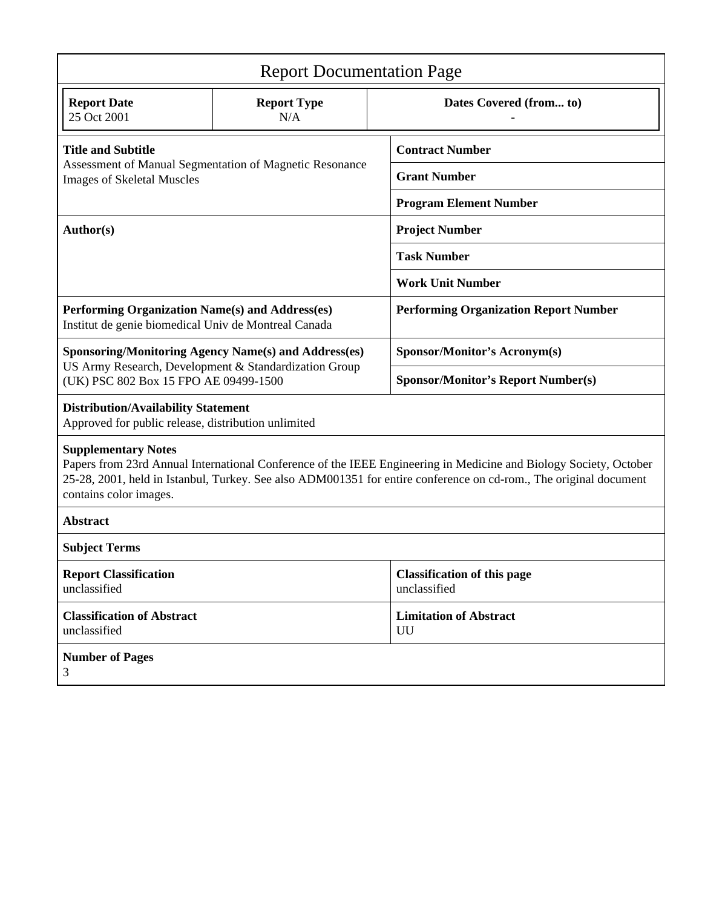# Report Documentation Page

| Report Date | Report Type | Dates Covered (from... to) |
|---|---|---|
| 25 Oct 2001 | N/A | - |

| | |
|---|---|
| **Title and Subtitle**<br>Assessment of Manual Segmentation of Magnetic Resonance Images of Skeletal Muscles | **Contract Number** |
| | **Grant Number** |
| | **Program Element Number** |
| **Author(s)** | **Project Number** |
| | **Task Number** |
| | **Work Unit Number** |
| **Performing Organization Name(s) and Address(es)**<br>Institut de genie biomedical Univ de Montreal Canada | **Performing Organization Report Number** |
| **Sponsoring/Monitoring Agency Name(s) and Address(es)**<br>US Army Research, Development & Standardization Group (UK) PSC 802 Box 15 FPO AE 09499-1500 | **Sponsor/Monitor's Acronym(s)** |
| | **Sponsor/Monitor's Report Number(s)** |

**Distribution/Availability Statement**
Approved for public release, distribution unlimited

**Supplementary Notes**
Papers from 23rd Annual International Conference of the IEEE Engineering in Medicine and Biology Society, October 25-28, 2001, held in Istanbul, Turkey. See also ADM001351 for entire conference on cd-rom., The original document contains color images.

**Abstract**

**Subject Terms**

| | |
|---|---|
| **Report Classification**<br>unclassified | **Classification of this page**<br>unclassified |
| **Classification of Abstract**<br>unclassified | **Limitation of Abstract**<br>UU |

**Number of Pages**
3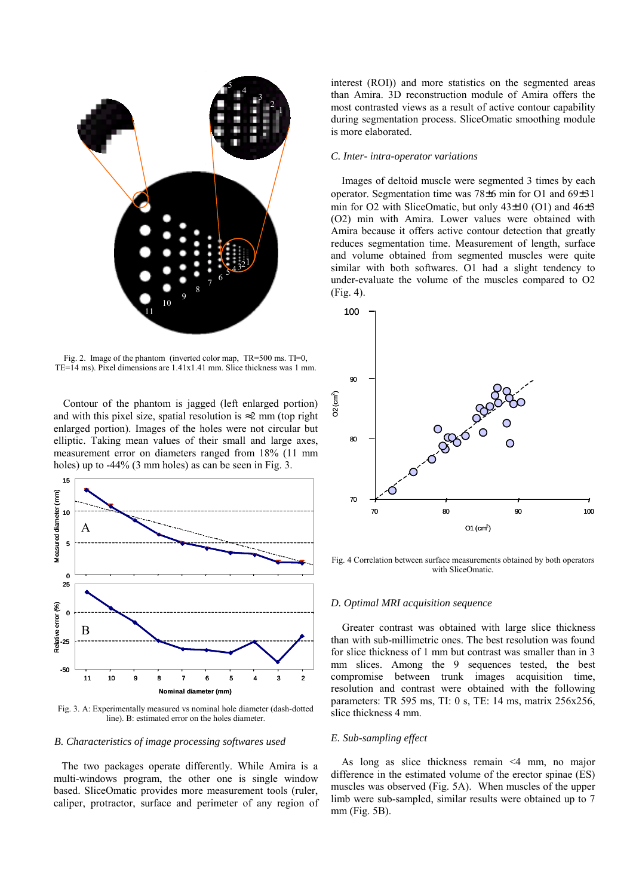Fig. 2. Image of the phantom (inverted color map, TR=500 ms. TI=0, TE=14 ms). Pixel dimensions are 1.41x1.41 mm. Slice thickness was 1 mm.

Contour of the phantom is jagged (left enlarged portion) and with this pixel size, spatial resolution is ≈2 mm (top right enlarged portion). Images of the holes were not circular but elliptic. Taking mean values of their small and large axes, measurement error on diameters ranged from 18% (11 mm holes) up to -44% (3 mm holes) as can be seen in Fig. 3.

Fig. 3. A: Experimentally measured vs nominal hole diameter (dash-dotted line). B: estimated error on the holes diameter.

*B. Characteristics of image processing softwares used*

The two packages operate differently. While Amira is a multi-windows program, the other one is single window based. SliceOmatic provides more measurement tools (ruler, caliper, protractor, surface and perimeter of any region of interest (ROI)) and more statistics on the segmented areas than Amira. 3D reconstruction module of Amira offers the most contrasted views as a result of active contour capability during segmentation process. SliceOmatic smoothing module is more elaborated.

*C. Inter- intra-operator variations*

Images of deltoid muscle were segmented 3 times by each operator. Segmentation time was 78±6 min for O1 and 69±31 min for O2 with SliceOmatic, but only 43±10 (O1) and 46±3 (O2) min with Amira. Lower values were obtained with Amira because it offers active contour detection that greatly reduces segmentation time. Measurement of length, surface and volume obtained from segmented muscles were quite similar with both softwares. O1 had a slight tendency to under-evaluate the volume of the muscles compared to O2 (Fig. 4).

Fig. 4 Correlation between surface measurements obtained by both operators with SliceOmatic.

*D. Optimal MRI acquisition sequence*

Greater contrast was obtained with large slice thickness than with sub-millimetric ones. The best resolution was found for slice thickness of 1 mm but contrast was smaller than in 3 mm slices. Among the 9 sequences tested, the best compromise between trunk images acquisition time, resolution and contrast were obtained with the following parameters: TR 595 ms, TI: 0 s, TE: 14 ms, matrix 256x256, slice thickness 4 mm.

*E. Sub-sampling effect*

As long as slice thickness remain <4 mm, no major difference in the estimated volume of the erector spinae (ES) muscles was observed (Fig. 5A). When muscles of the upper limb were sub-sampled, similar results were obtained up to 7 mm (Fig. 5B).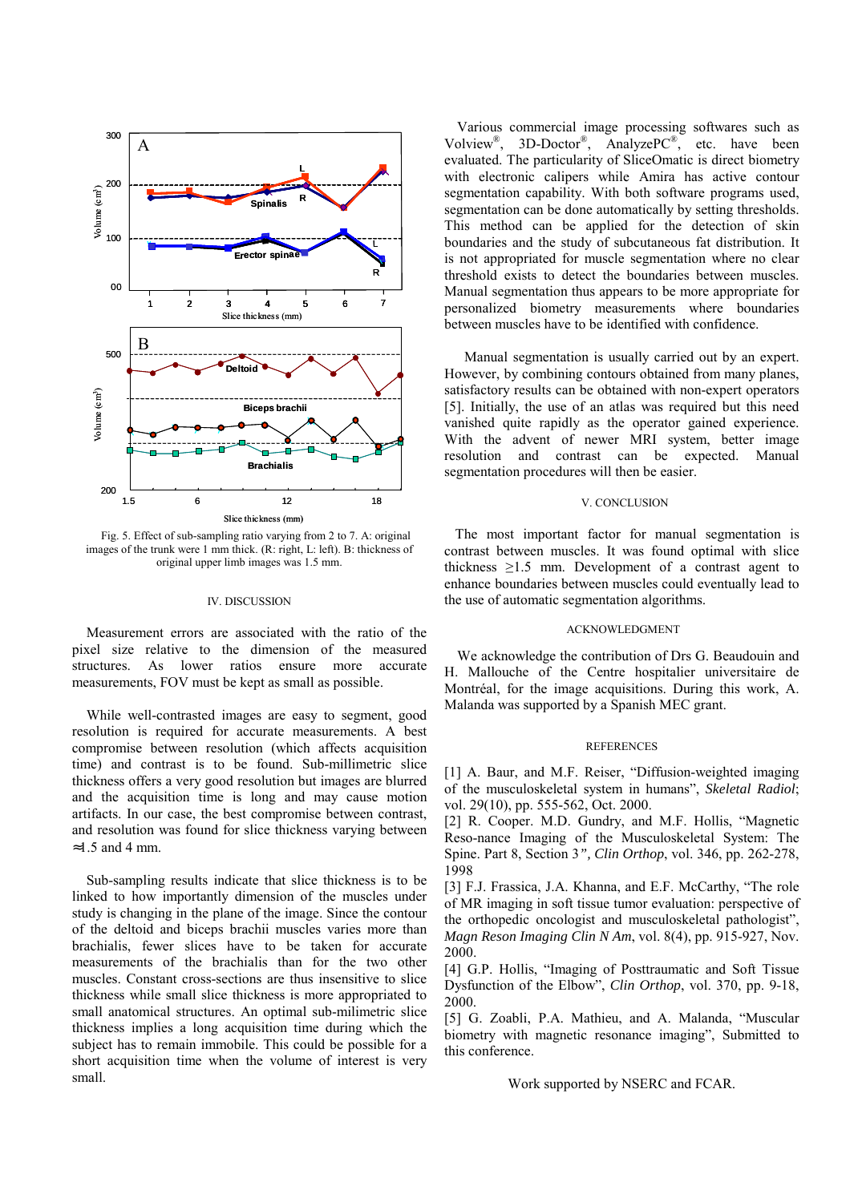A

300

200

100

00

Volume (cm³)

L

R

Spinalis

L

Erector spinae

R

1 2 3 4 5 6 7

Slice thickness (mm)

B

500

200

Volume (cm³)

Deltoid

Biceps brachii

Brachialis

1.5 6 12 18

Slice thickness (mm)

Fig. 5. Effect of sub-sampling ratio varying from 2 to 7. A: original images of the trunk were 1 mm thick. (R: right, L: left). B: thickness of original upper limb images was 1.5 mm.

## IV. DISCUSSION

Measurement errors are associated with the ratio of the pixel size relative to the dimension of the measured structures. As lower ratios ensure more accurate measurements, FOV must be kept as small as possible.

While well-contrasted images are easy to segment, good resolution is required for accurate measurements. A best compromise between resolution (which affects acquisition time) and contrast is to be found. Sub-millimetric slice thickness offers a very good resolution but images are blurred and the acquisition time is long and may cause motion artifacts. In our case, the best compromise between contrast, and resolution was found for slice thickness varying between ≈1.5 and 4 mm.

Sub-sampling results indicate that slice thickness is to be linked to how importantly dimension of the muscles under study is changing in the plane of the image. Since the contour of the deltoid and biceps brachii muscles varies more than brachialis, fewer slices have to be taken for accurate measurements of the brachialis than for the two other muscles. Constant cross-sections are thus insensitive to slice thickness while small slice thickness is more appropriated to small anatomical structures. An optimal sub-milimetric slice thickness implies a long acquisition time during which the subject has to remain immobile. This could be possible for a short acquisition time when the volume of interest is very small.

Various commercial image processing softwares such as Volview®, 3D-Doctor®, AnalyzePC®, etc. have been evaluated. The particularity of SliceOmatic is direct biometry with electronic calipers while Amira has active contour segmentation capability. With both software programs used, segmentation can be done automatically by setting thresholds. This method can be applied for the detection of skin boundaries and the study of subcutaneous fat distribution. It is not appropriated for muscle segmentation where no clear threshold exists to detect the boundaries between muscles. Manual segmentation thus appears to be more appropriate for personalized biometry measurements where boundaries between muscles have to be identified with confidence.

Manual segmentation is usually carried out by an expert. However, by combining contours obtained from many planes, satisfactory results can be obtained with non-expert operators [5]. Initially, the use of an atlas was required but this need vanished quite rapidly as the operator gained experience. With the advent of newer MRI system, better image resolution and contrast can be expected. Manual segmentation procedures will then be easier.

## V. CONCLUSION

The most important factor for manual segmentation is contrast between muscles. It was found optimal with slice thickness ≥1.5 mm. Development of a contrast agent to enhance boundaries between muscles could eventually lead to the use of automatic segmentation algorithms.

## ACKNOWLEDGMENT

We acknowledge the contribution of Drs G. Beaudouin and H. Mallouche of the Centre hospitalier universitaire de Montréal, for the image acquisitions. During this work, A. Malanda was supported by a Spanish MEC grant.

## REFERENCES

[1] A. Baur, and M.F. Reiser, "Diffusion-weighted imaging of the musculoskeletal system in humans", *Skeletal Radiol*; vol. 29(10), pp. 555-562, Oct. 2000.

[2] R. Cooper. M.D. Gundry, and M.F. Hollis, "Magnetic Reso-nance Imaging of the Musculoskeletal System: The Spine. Part 8, Section 3", *Clin Orthop*, vol. 346, pp. 262-278, 1998

[3] F.J. Frassica, J.A. Khanna, and E.F. McCarthy, "The role of MR imaging in soft tissue tumor evaluation: perspective of the orthopedic oncologist and musculoskeletal pathologist", *Magn Reson Imaging Clin N Am*, vol. 8(4), pp. 915-927, Nov. 2000.

[4] G.P. Hollis, "Imaging of Posttraumatic and Soft Tissue Dysfunction of the Elbow", *Clin Orthop*, vol. 370, pp. 9-18, 2000.

[5] G. Zoabli, P.A. Mathieu, and A. Malanda, "Muscular biometry with magnetic resonance imaging", Submitted to this conference.

Work supported by NSERC and FCAR.